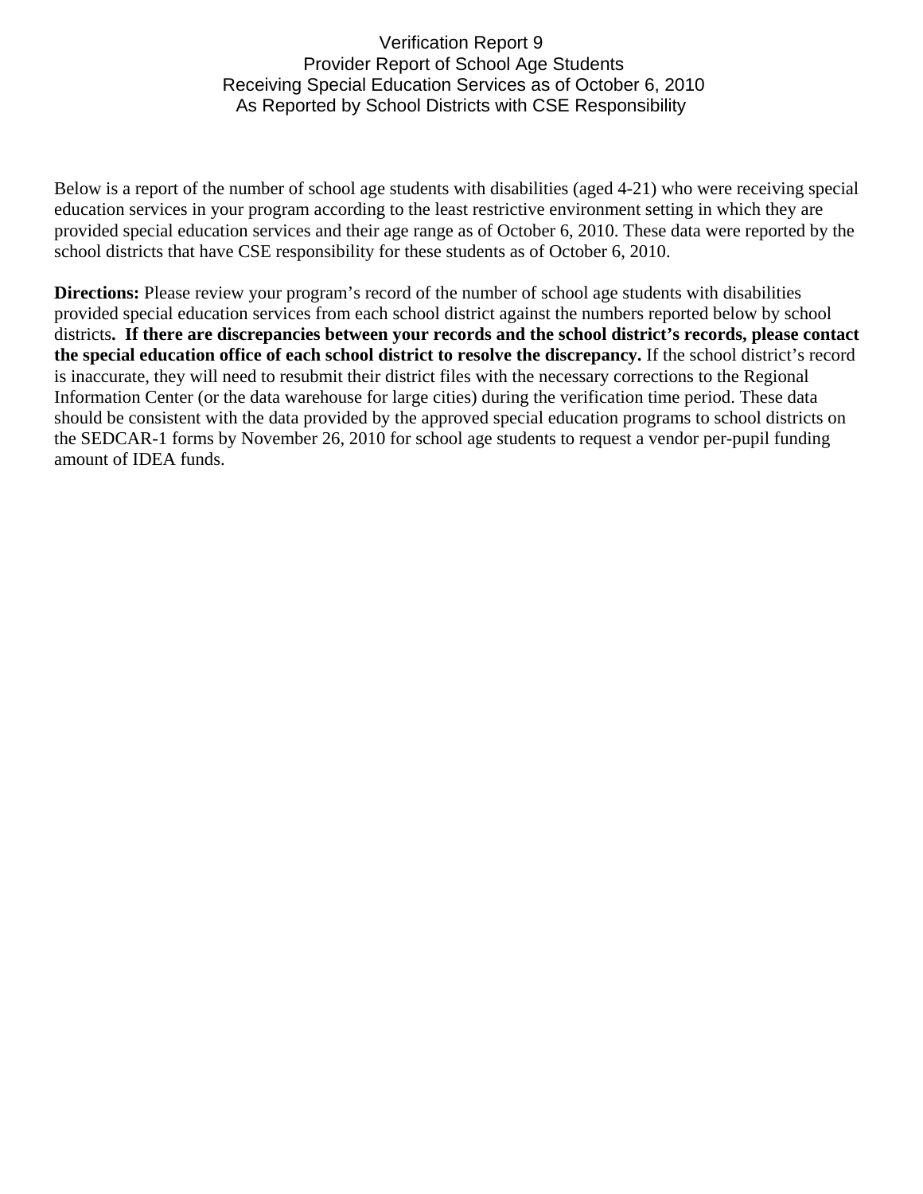# Verification Report 9

## Provider Report of School Age Students Receiving Special Education Services as of October 6, 2010 As Reported by School Districts with CSE Responsibility

Below is a report of the number of school age students with disabilities (aged 4-21) who were receiving special education services in your program according to the least restrictive environment setting in which they are provided special education services and their age range as of October 6, 2010. These data were reported by the school districts that have CSE responsibility for these students as of October 6, 2010.

**Directions:** Please review your program's record of the number of school age students with disabilities provided special education services from each school district against the numbers reported below by school districts**. If there are discrepancies between your records and the school district's records, please contact the special education office of each school district to resolve the discrepancy.** If the school district's record is inaccurate, they will need to resubmit their district files with the necessary corrections to the Regional Information Center (or the data warehouse for large cities) during the verification time period. These data should be consistent with the data provided by the approved special education programs to school districts on the SEDCAR-1 forms by November 26, 2010 for school age students to request a vendor per-pupil funding amount of IDEA funds.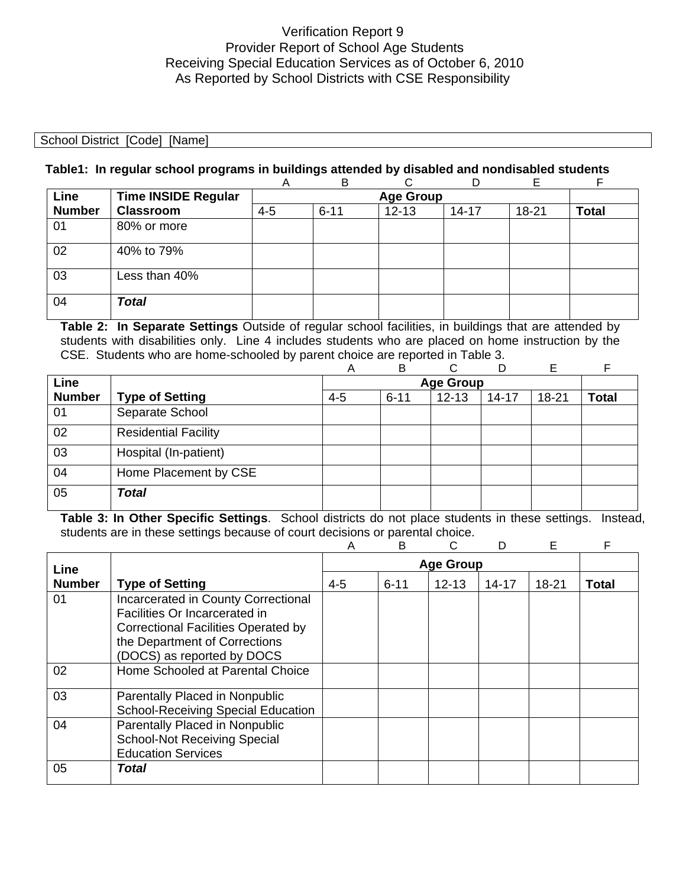Verification Report 9
Provider Report of School Age Students
Receiving Special Education Services as of October 6, 2010
As Reported by School Districts with CSE Responsibility

School District [Code] [Name]

**Table1: In regular school programs in buildings attended by disabled and nondisabled students**

| | | A | B | C | D | E | F |
|---|---|---|---|---|---|---|---|
| **Line Number** | **Time INSIDE Regular Classroom** | **Age Group** | | | | | |
| | | 4-5 | 6-11 | 12-13 | 14-17 | 18-21 | **Total** |
| 01 | 80% or more | | | | | | |
| 02 | 40% to 79% | | | | | | |
| 03 | Less than 40% | | | | | | |
| 04 | ***Total*** | | | | | | |

**Table 2: In Separate Settings** Outside of regular school facilities, in buildings that are attended by students with disabilities only. Line 4 includes students who are placed on home instruction by the CSE. Students who are home-schooled by parent choice are reported in Table 3.

| | | A | B | C | D | E | F |
|---|---|---|---|---|---|---|---|
| **Line Number** | **Type of Setting** | **Age Group** | | | | | |
| | | 4-5 | 6-11 | 12-13 | 14-17 | 18-21 | **Total** |
| 01 | Separate School | | | | | | |
| 02 | Residential Facility | | | | | | |
| 03 | Hospital (In-patient) | | | | | | |
| 04 | Home Placement by CSE | | | | | | |
| 05 | ***Total*** | | | | | | |

**Table 3: In Other Specific Settings**. School districts do not place students in these settings. Instead, students are in these settings because of court decisions or parental choice.

| | | A | B | C | D | E | F |
|---|---|---|---|---|---|---|---|
| **Line Number** | **Type of Setting** | **Age Group** | | | | | |
| | | 4-5 | 6-11 | 12-13 | 14-17 | 18-21 | **Total** |
| 01 | Incarcerated in County Correctional Facilities Or Incarcerated in Correctional Facilities Operated by the Department of Corrections (DOCS) as reported by DOCS | | | | | | |
| 02 | Home Schooled at Parental Choice | | | | | | |
| 03 | Parentally Placed in Nonpublic School-Receiving Special Education | | | | | | |
| 04 | Parentally Placed in Nonpublic School-Not Receiving Special Education Services | | | | | | |
| 05 | ***Total*** | | | | | | |